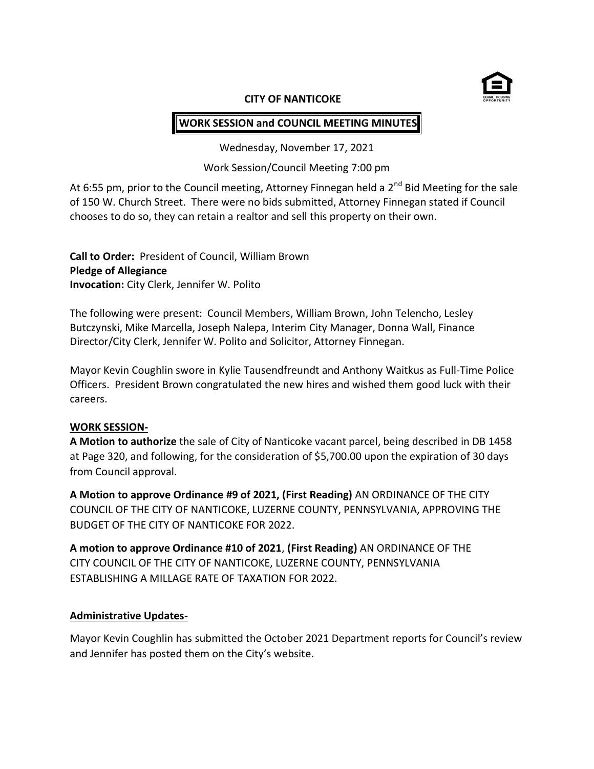# CITY OF NANTICOKE

## WORK SESSION and COUNCIL MEETING MINUTES

Wednesday, November 17, 2021

Work Session/Council Meeting 7:00 pm

At 6:55 pm, prior to the Council meeting, Attorney Finnegan held a 2nd Bid Meeting for the sale of 150 W. Church Street. There were no bids submitted, Attorney Finnegan stated if Council chooses to do so, they can retain a realtor and sell this property on their own.

**Call to Order:** President of Council, William Brown
**Pledge of Allegiance**
**Invocation:** City Clerk, Jennifer W. Polito

The following were present: Council Members, William Brown, John Telencho, Lesley Butczynski, Mike Marcella, Joseph Nalepa, Interim City Manager, Donna Wall, Finance Director/City Clerk, Jennifer W. Polito and Solicitor, Attorney Finnegan.

Mayor Kevin Coughlin swore in Kylie Tausendfreundt and Anthony Waitkus as Full-Time Police Officers. President Brown congratulated the new hires and wished them good luck with their careers.

### WORK SESSION-

**A Motion to authorize** the sale of City of Nanticoke vacant parcel, being described in DB 1458 at Page 320, and following, for the consideration of $5,700.00 upon the expiration of 30 days from Council approval.

**A Motion to approve Ordinance #9 of 2021, (First Reading)** AN ORDINANCE OF THE CITY COUNCIL OF THE CITY OF NANTICOKE, LUZERNE COUNTY, PENNSYLVANIA, APPROVING THE BUDGET OF THE CITY OF NANTICOKE FOR 2022.

**A motion to approve Ordinance #10 of 2021**, **(First Reading)** AN ORDINANCE OF THE CITY COUNCIL OF THE CITY OF NANTICOKE, LUZERNE COUNTY, PENNSYLVANIA ESTABLISHING A MILLAGE RATE OF TAXATION FOR 2022.

### Administrative Updates-

Mayor Kevin Coughlin has submitted the October 2021 Department reports for Council's review and Jennifer has posted them on the City's website.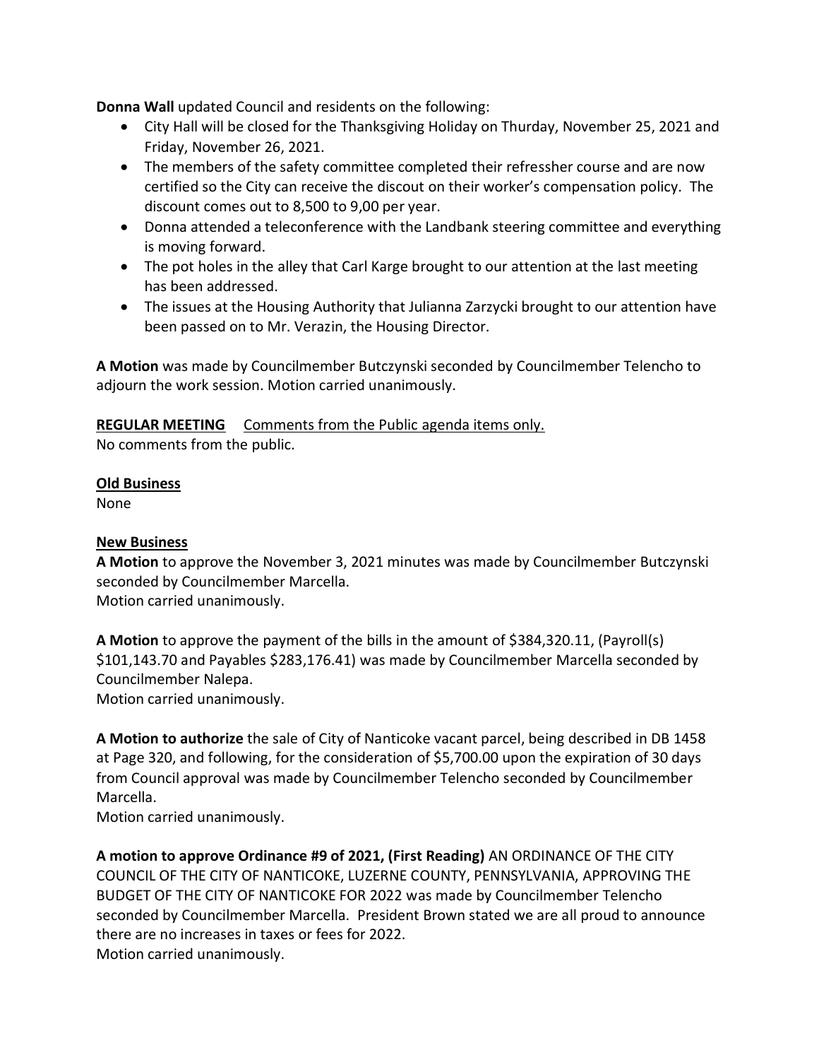**Donna Wall** updated Council and residents on the following:

- City Hall will be closed for the Thanksgiving Holiday on Thurday, November 25, 2021 and Friday, November 26, 2021.
- The members of the safety committee completed their refressher course and are now certified so the City can receive the discout on their worker's compensation policy. The discount comes out to 8,500 to 9,00 per year.
- Donna attended a teleconference with the Landbank steering committee and everything is moving forward.
- The pot holes in the alley that Carl Karge brought to our attention at the last meeting has been addressed.
- The issues at the Housing Authority that Julianna Zarzycki brought to our attention have been passed on to Mr. Verazin, the Housing Director.

**A Motion** was made by Councilmember Butczynski seconded by Councilmember Telencho to adjourn the work session. Motion carried unanimously.

<u>**REGULAR MEETING**</u> <u>Comments from the Public agenda items only.</u>
No comments from the public.

<u>**Old Business**</u>
None

<u>**New Business**</u>
**A Motion** to approve the November 3, 2021 minutes was made by Councilmember Butczynski seconded by Councilmember Marcella.
Motion carried unanimously.

**A Motion** to approve the payment of the bills in the amount of $384,320.11, (Payroll(s) $101,143.70 and Payables $283,176.41) was made by Councilmember Marcella seconded by Councilmember Nalepa.
Motion carried unanimously.

**A Motion to authorize** the sale of City of Nanticoke vacant parcel, being described in DB 1458 at Page 320, and following, for the consideration of $5,700.00 upon the expiration of 30 days from Council approval was made by Councilmember Telencho seconded by Councilmember Marcella.
Motion carried unanimously.

**A motion to approve Ordinance #9 of 2021, (First Reading)** AN ORDINANCE OF THE CITY COUNCIL OF THE CITY OF NANTICOKE, LUZERNE COUNTY, PENNSYLVANIA, APPROVING THE BUDGET OF THE CITY OF NANTICOKE FOR 2022 was made by Councilmember Telencho seconded by Councilmember Marcella. President Brown stated we are all proud to announce there are no increases in taxes or fees for 2022.
Motion carried unanimously.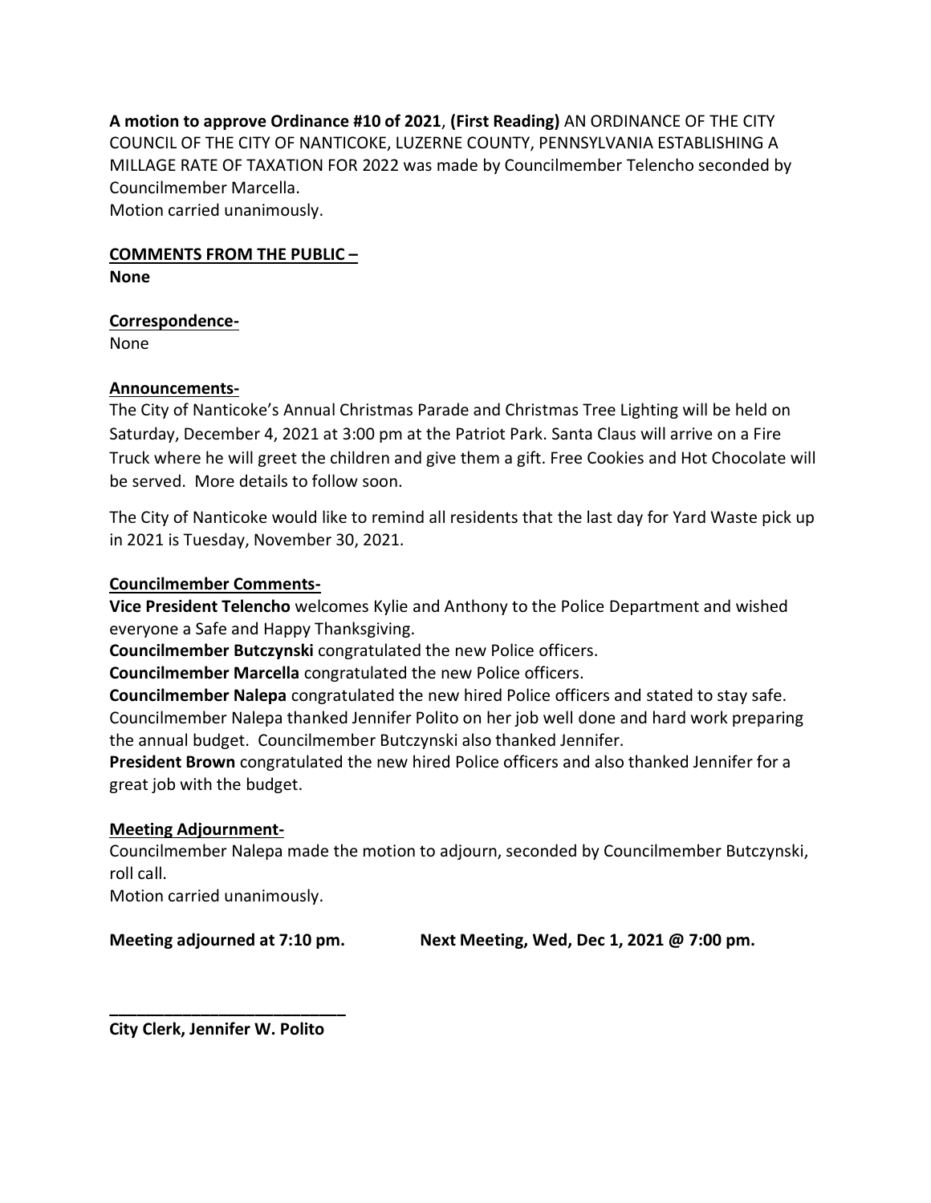**A motion to approve Ordinance #10 of 2021**, **(First Reading)** AN ORDINANCE OF THE CITY COUNCIL OF THE CITY OF NANTICOKE, LUZERNE COUNTY, PENNSYLVANIA ESTABLISHING A MILLAGE RATE OF TAXATION FOR 2022 was made by Councilmember Telencho seconded by Councilmember Marcella.
Motion carried unanimously.

**COMMENTS FROM THE PUBLIC –**
**None**

**Correspondence-**
None

**Announcements-**
The City of Nanticoke's Annual Christmas Parade and Christmas Tree Lighting will be held on Saturday, December 4, 2021 at 3:00 pm at the Patriot Park. Santa Claus will arrive on a Fire Truck where he will greet the children and give them a gift. Free Cookies and Hot Chocolate will be served. More details to follow soon.

The City of Nanticoke would like to remind all residents that the last day for Yard Waste pick up in 2021 is Tuesday, November 30, 2021.

**Councilmember Comments-**
**Vice President Telencho** welcomes Kylie and Anthony to the Police Department and wished everyone a Safe and Happy Thanksgiving.
**Councilmember Butczynski** congratulated the new Police officers.
**Councilmember Marcella** congratulated the new Police officers.
**Councilmember Nalepa** congratulated the new hired Police officers and stated to stay safe. Councilmember Nalepa thanked Jennifer Polito on her job well done and hard work preparing the annual budget. Councilmember Butczynski also thanked Jennifer.
**President Brown** congratulated the new hired Police officers and also thanked Jennifer for a great job with the budget.

**Meeting Adjournment-**
Councilmember Nalepa made the motion to adjourn, seconded by Councilmember Butczynski, roll call.
Motion carried unanimously.

**Meeting adjourned at 7:10 pm.** **Next Meeting, Wed, Dec 1, 2021 @ 7:00 pm.**

**\_\_\_\_\_\_\_\_\_\_\_\_\_\_\_\_\_\_\_\_\_\_\_\_\_\_**
**City Clerk, Jennifer W. Polito**